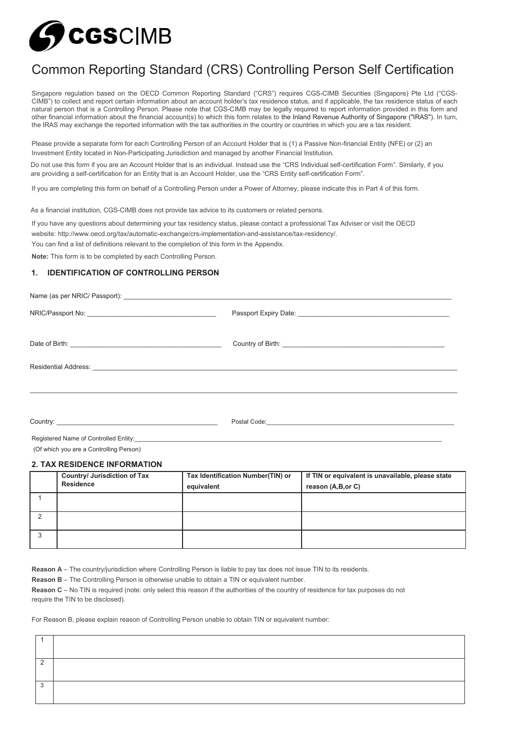# CGSCIMB

# Common Reporting Standard (CRS) Controlling Person Self Certification

Singapore regulation based on the OECD Common Reporting Standard ("CRS") requires CGS-CIMB Securities (Singapore) Pte Ltd ("CGS-CIMB") to collect and report certain information about an account holder's tax residence status, and if applicable, the tax residence status of each natural person that is a Controlling Person. Please note that CGS-CIMB may be legally required to report information provided in this form and other financial information about the financial account(s) to which this form relates to the Inland Revenue Authority of Singapore ("IRAS"). In turn, the IRAS may exchange the reported information with the tax authorities in the country or countries in which you are a tax resident.

Please provide a separate form for each Controlling Person of an Account Holder that is (1) a Passive Non-financial Entity (NFE) or (2) an Investment Entity located in Non-Participating Jurisdiction and managed by another Financial Institution.

Do not use this form if you are an Account Holder that is an individual. Instead use the "CRS Individual self-certification Form". Similarly, if you are providing a self-certification for an Entity that is an Account Holder, use the "CRS Entity self-certification Form".

If you are completing this form on behalf of a Controlling Person under a Power of Attorney, please indicate this in Part 4 of this form.

As a financial institution, CGS-CIMB does not provide tax advice to its customers or related persons.

If you have any questions about determining your tax residency status, please contact a professional Tax Adviser or visit the OECD website: http://www.oecd.org/tax/automatic-exchange/crs-implementation-and-assistance/tax-residency/.

You can find a list of definitions relevant to the completion of this form in the Appendix.

**Note:** This form is to be completed by each Controlling Person.

## 1. IDENTIFICATION OF CONTROLLING PERSON

Name (as per NRIC/ Passport): ______________________________

NRIC/Passport No: ______________________________ Passport Expiry Date: ______________________________

Date of Birth: ______________________________ Country of Birth: ______________________________

Residential Address: ______________________________

______________________________

Country: ______________________________ Postal Code: ______________________________

Registered Name of Controlled Entity: ______________________________

(Of which you are a Controlling Person)

## 2. TAX RESIDENCE INFORMATION

| | Country/ Jurisdiction of Tax Residence | Tax Identification Number(TIN) or equivalent | If TIN or equivalent is unavailable, please state reason (A,B,or C) |
|---|---|---|---|
| 1 | | | |
| 2 | | | |
| 3 | | | |

**Reason A** – The country/jurisdiction where Controlling Person is liable to pay tax does not issue TIN to its residents.

**Reason B** – The Controlling Person is otherwise unable to obtain a TIN or equivalent number.

**Reason C** – No TIN is required (note: only select this reason if the authorities of the country of residence for tax purposes do not require the TIN to be disclosed).

For Reason B, please explain reason of Controlling Person unable to obtain TIN or equivalent number:

| | |
|---|---|
| 1 | |
| 2 | |
| 3 | |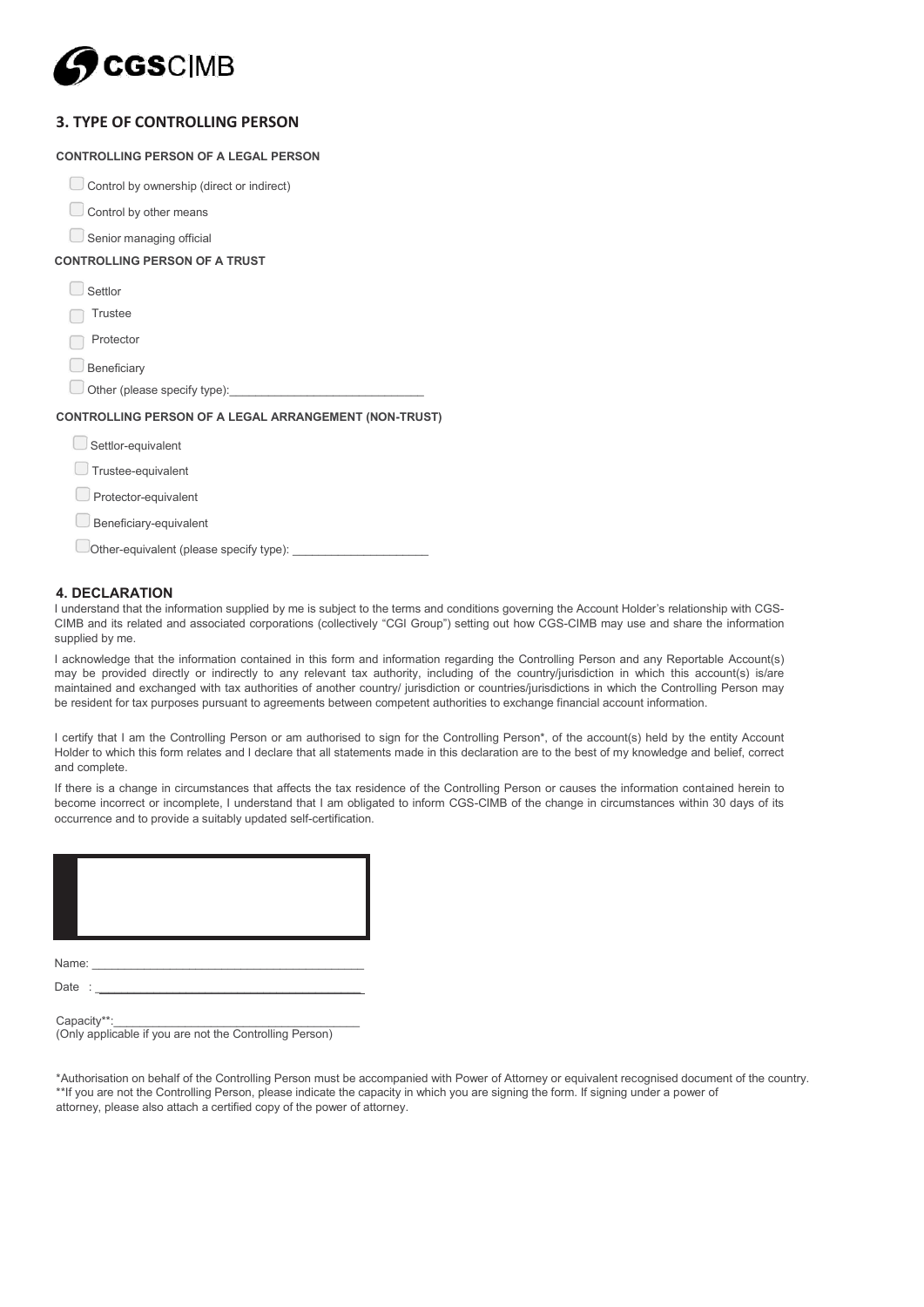## 3. TYPE OF CONTROLLING PERSON

**CONTROLLING PERSON OF A LEGAL PERSON**

- ☐ Control by ownership (direct or indirect)
- ☐ Control by other means
- ☐ Senior managing official

**CONTROLLING PERSON OF A TRUST**

- ☐ Settlor
- ☐ Trustee
- ☐ Protector
- ☐ Beneficiary
- ☐ Other (please specify type):______________________________

**CONTROLLING PERSON OF A LEGAL ARRANGEMENT (NON-TRUST)**

- ☐ Settlor-equivalent
- ☐ Trustee-equivalent
- ☐ Protector-equivalent
- ☐ Beneficiary-equivalent
- ☐ Other-equivalent (please specify type): ____________________

## 4. DECLARATION

I understand that the information supplied by me is subject to the terms and conditions governing the Account Holder's relationship with CGS-CIMB and its related and associated corporations (collectively "CGI Group") setting out how CGS-CIMB may use and share the information supplied by me.

I acknowledge that the information contained in this form and information regarding the Controlling Person and any Reportable Account(s) may be provided directly or indirectly to any relevant tax authority, including of the country/jurisdiction in which this account(s) is/are maintained and exchanged with tax authorities of another country/ jurisdiction or countries/jurisdictions in which the Controlling Person may be resident for tax purposes pursuant to agreements between competent authorities to exchange financial account information.

I certify that I am the Controlling Person or am authorised to sign for the Controlling Person*, of the account(s) held by the entity Account Holder to which this form relates and I declare that all statements made in this declaration are to the best of my knowledge and belief, correct and complete.

If there is a change in circumstances that affects the tax residence of the Controlling Person or causes the information contained herein to become incorrect or incomplete, I understand that I am obligated to inform CGS-CIMB of the change in circumstances within 30 days of its occurrence and to provide a suitably updated self-certification.

Name: ________________________________________

Date : ________________________________________

Capacity**:____________________________________
(Only applicable if you are not the Controlling Person)

*Authorisation on behalf of the Controlling Person must be accompanied with Power of Attorney or equivalent recognised document of the country.
**If you are not the Controlling Person, please indicate the capacity in which you are signing the form. If signing under a power of attorney, please also attach a certified copy of the power of attorney.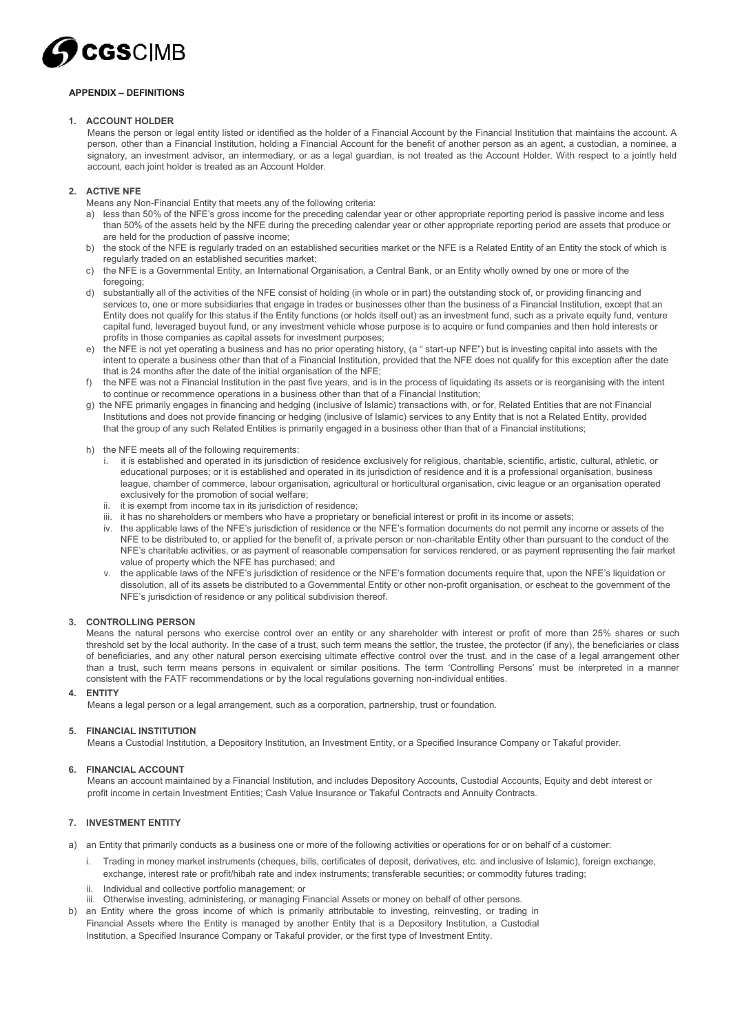**APPENDIX – DEFINITIONS**

**1. ACCOUNT HOLDER**

Means the person or legal entity listed or identified as the holder of a Financial Account by the Financial Institution that maintains the account. A person, other than a Financial Institution, holding a Financial Account for the benefit of another person as an agent, a custodian, a nominee, a signatory, an investment advisor, an intermediary, or as a legal guardian, is not treated as the Account Holder. With respect to a jointly held account, each joint holder is treated as an Account Holder.

**2. ACTIVE NFE**

Means any Non-Financial Entity that meets any of the following criteria:

a) less than 50% of the NFE's gross income for the preceding calendar year or other appropriate reporting period is passive income and less than 50% of the assets held by the NFE during the preceding calendar year or other appropriate reporting period are assets that produce or are held for the production of passive income;
b) the stock of the NFE is regularly traded on an established securities market or the NFE is a Related Entity of an Entity the stock of which is regularly traded on an established securities market;
c) the NFE is a Governmental Entity, an International Organisation, a Central Bank, or an Entity wholly owned by one or more of the foregoing;
d) substantially all of the activities of the NFE consist of holding (in whole or in part) the outstanding stock of, or providing financing and services to, one or more subsidiaries that engage in trades or businesses other than the business of a Financial Institution, except that an Entity does not qualify for this status if the Entity functions (or holds itself out) as an investment fund, such as a private equity fund, venture capital fund, leveraged buyout fund, or any investment vehicle whose purpose is to acquire or fund companies and then hold interests or profits in those companies as capital assets for investment purposes;
e) the NFE is not yet operating a business and has no prior operating history, (a " start-up NFE") but is investing capital into assets with the intent to operate a business other than that of a Financial Institution, provided that the NFE does not qualify for this exception after the date that is 24 months after the date of the initial organisation of the NFE;
f) the NFE was not a Financial Institution in the past five years, and is in the process of liquidating its assets or is reorganising with the intent to continue or recommence operations in a business other than that of a Financial Institution;
g) the NFE primarily engages in financing and hedging (inclusive of Islamic) transactions with, or for, Related Entities that are not Financial Institutions and does not provide financing or hedging (inclusive of Islamic) services to any Entity that is not a Related Entity, provided that the group of any such Related Entities is primarily engaged in a business other than that of a Financial institutions;
h) the NFE meets all of the following requirements:
   i. it is established and operated in its jurisdiction of residence exclusively for religious, charitable, scientific, artistic, cultural, athletic, or educational purposes; or it is established and operated in its jurisdiction of residence and it is a professional organisation, business league, chamber of commerce, labour organisation, agricultural or horticultural organisation, civic league or an organisation operated exclusively for the promotion of social welfare;
   ii. it is exempt from income tax in its jurisdiction of residence;
   iii. it has no shareholders or members who have a proprietary or beneficial interest or profit in its income or assets;
   iv. the applicable laws of the NFE's jurisdiction of residence or the NFE's formation documents do not permit any income or assets of the NFE to be distributed to, or applied for the benefit of, a private person or non-charitable Entity other than pursuant to the conduct of the NFE's charitable activities, or as payment of reasonable compensation for services rendered, or as payment representing the fair market value of property which the NFE has purchased; and
   v. the applicable laws of the NFE's jurisdiction of residence or the NFE's formation documents require that, upon the NFE's liquidation or dissolution, all of its assets be distributed to a Governmental Entity or other non-profit organisation, or escheat to the government of the NFE's jurisdiction of residence or any political subdivision thereof.

**3. CONTROLLING PERSON**

Means the natural persons who exercise control over an entity or any shareholder with interest or profit of more than 25% shares or such threshold set by the local authority. In the case of a trust, such term means the settlor, the trustee, the protector (if any), the beneficiaries or class of beneficiaries, and any other natural person exercising ultimate effective control over the trust, and in the case of a legal arrangement other than a trust, such term means persons in equivalent or similar positions. The term 'Controlling Persons' must be interpreted in a manner consistent with the FATF recommendations or by the local regulations governing non-individual entities.

**4. ENTITY**

Means a legal person or a legal arrangement, such as a corporation, partnership, trust or foundation.

**5. FINANCIAL INSTITUTION**

Means a Custodial Institution, a Depository Institution, an Investment Entity, or a Specified Insurance Company or Takaful provider.

**6. FINANCIAL ACCOUNT**

Means an account maintained by a Financial Institution, and includes Depository Accounts, Custodial Accounts, Equity and debt interest or profit income in certain Investment Entities; Cash Value Insurance or Takaful Contracts and Annuity Contracts.

**7. INVESTMENT ENTITY**

a) an Entity that primarily conducts as a business one or more of the following activities or operations for or on behalf of a customer:
   i. Trading in money market instruments (cheques, bills, certificates of deposit, derivatives, etc. and inclusive of Islamic), foreign exchange, exchange, interest rate or profit/hibah rate and index instruments; transferable securities; or commodity futures trading;
   ii. Individual and collective portfolio management; or
   iii. Otherwise investing, administering, or managing Financial Assets or money on behalf of other persons.
b) an Entity where the gross income of which is primarily attributable to investing, reinvesting, or trading in Financial Assets where the Entity is managed by another Entity that is a Depository Institution, a Custodial Institution, a Specified Insurance Company or Takaful provider, or the first type of Investment Entity.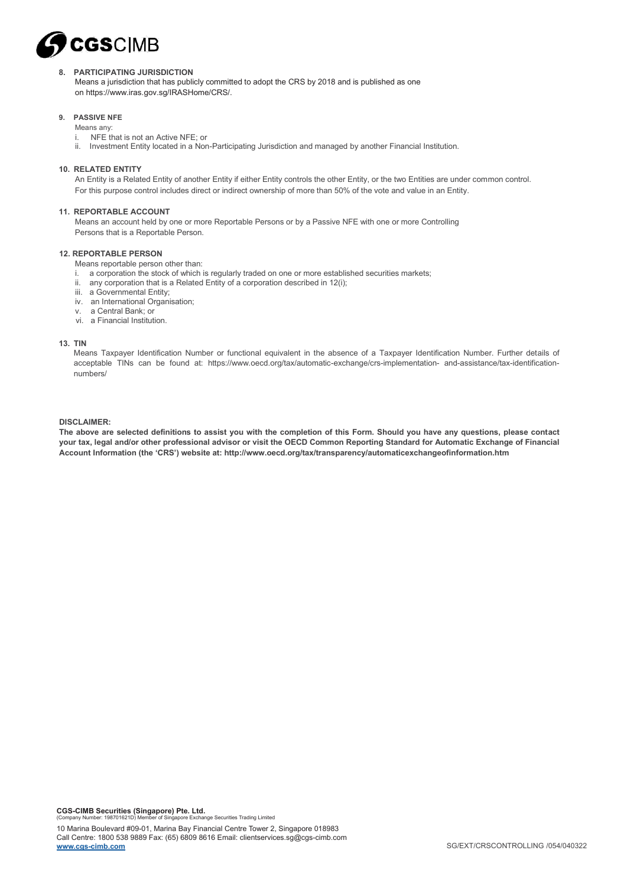**8. PARTICIPATING JURISDICTION**

Means a jurisdiction that has publicly committed to adopt the CRS by 2018 and is published as one on https://www.iras.gov.sg/IRASHome/CRS/.

**9. PASSIVE NFE**

Means any:

i. NFE that is not an Active NFE; or
ii. Investment Entity located in a Non-Participating Jurisdiction and managed by another Financial Institution.

**10. RELATED ENTITY**

An Entity is a Related Entity of another Entity if either Entity controls the other Entity, or the two Entities are under common control. For this purpose control includes direct or indirect ownership of more than 50% of the vote and value in an Entity.

**11. REPORTABLE ACCOUNT**

Means an account held by one or more Reportable Persons or by a Passive NFE with one or more Controlling Persons that is a Reportable Person.

**12. REPORTABLE PERSON**

Means reportable person other than:

i. a corporation the stock of which is regularly traded on one or more established securities markets;
ii. any corporation that is a Related Entity of a corporation described in 12(i);
iii. a Governmental Entity;
iv. an International Organisation;
v. a Central Bank; or
vi. a Financial Institution.

**13. TIN**

Means Taxpayer Identification Number or functional equivalent in the absence of a Taxpayer Identification Number. Further details of acceptable TINs can be found at: https://www.oecd.org/tax/automatic-exchange/crs-implementation- and-assistance/tax-identification-numbers/

**DISCLAIMER:**

**The above are selected definitions to assist you with the completion of this Form. Should you have any questions, please contact your tax, legal and/or other professional advisor or visit the OECD Common Reporting Standard for Automatic Exchange of Financial Account Information (the 'CRS') website at: http://www.oecd.org/tax/transparency/automaticexchangeofinformation.htm**

**CGS-CIMB Securities (Singapore) Pte. Ltd.**
(Company Number: 198701621D) Member of Singapore Exchange Securities Trading Limited

10 Marina Boulevard #09-01, Marina Bay Financial Centre Tower 2, Singapore 018983
Call Centre: 1800 538 9889 Fax: (65) 6809 8616 Email: clientservices.sg@cgs-cimb.com
www.cgs-cimb.com

SG/EXT/CRSCONTROLLING /054/040322